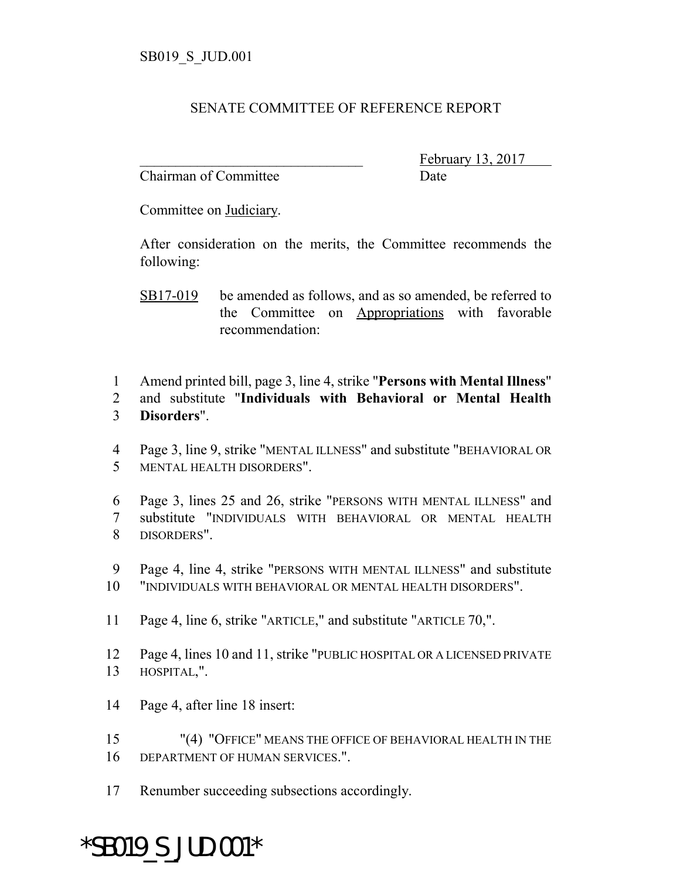SB019_S_JUD.001

SENATE COMMITTEE OF REFERENCE REPORT

_______________________________ February 13, 2017
Chairman of Committee Date

Committee on Judiciary.

After consideration on the merits, the Committee recommends the following:

SB17-019 be amended as follows, and as so amended, be referred to the Committee on Appropriations with favorable recommendation:

1 Amend printed bill, page 3, line 4, strike "**Persons with Mental Illness**"
2 and substitute "**Individuals with Behavioral or Mental Health**
3 **Disorders**".

4 Page 3, line 9, strike "MENTAL ILLNESS" and substitute "BEHAVIORAL OR
5 MENTAL HEALTH DISORDERS".

6 Page 3, lines 25 and 26, strike "PERSONS WITH MENTAL ILLNESS" and
7 substitute "INDIVIDUALS WITH BEHAVIORAL OR MENTAL HEALTH
8 DISORDERS".

9 Page 4, line 4, strike "PERSONS WITH MENTAL ILLNESS" and substitute
10 "INDIVIDUALS WITH BEHAVIORAL OR MENTAL HEALTH DISORDERS".

11 Page 4, line 6, strike "ARTICLE," and substitute "ARTICLE 70,".

12 Page 4, lines 10 and 11, strike "PUBLIC HOSPITAL OR A LICENSED PRIVATE
13 HOSPITAL,".

14 Page 4, after line 18 insert:

15 "(4) "OFFICE" MEANS THE OFFICE OF BEHAVIORAL HEALTH IN THE
16 DEPARTMENT OF HUMAN SERVICES.".

17 Renumber succeeding subsections accordingly.

*SB019_S_JUD.001*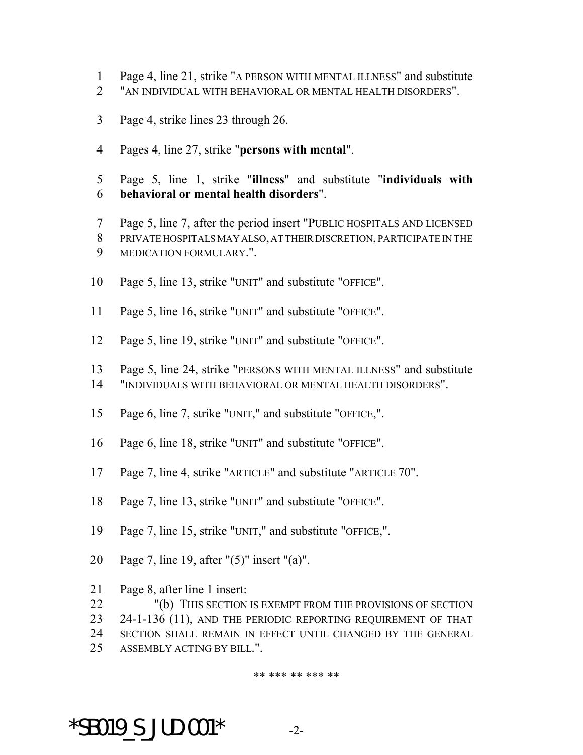Page 4, line 21, strike "A PERSON WITH MENTAL ILLNESS" and substitute "AN INDIVIDUAL WITH BEHAVIORAL OR MENTAL HEALTH DISORDERS".

Page 4, strike lines 23 through 26.

Pages 4, line 27, strike "**persons with mental**".

Page 5, line 1, strike "**illness**" and substitute "**individuals with behavioral or mental health disorders**".

Page 5, line 7, after the period insert "PUBLIC HOSPITALS AND LICENSED PRIVATE HOSPITALS MAY ALSO, AT THEIR DISCRETION, PARTICIPATE IN THE MEDICATION FORMULARY.".

Page 5, line 13, strike "UNIT" and substitute "OFFICE".

Page 5, line 16, strike "UNIT" and substitute "OFFICE".

Page 5, line 19, strike "UNIT" and substitute "OFFICE".

Page 5, line 24, strike "PERSONS WITH MENTAL ILLNESS" and substitute "INDIVIDUALS WITH BEHAVIORAL OR MENTAL HEALTH DISORDERS".

Page 6, line 7, strike "UNIT," and substitute "OFFICE,".

Page 6, line 18, strike "UNIT" and substitute "OFFICE".

Page 7, line 4, strike "ARTICLE" and substitute "ARTICLE 70".

Page 7, line 13, strike "UNIT" and substitute "OFFICE".

Page 7, line 15, strike "UNIT," and substitute "OFFICE,".

Page 7, line 19, after "(5)" insert "(a)".

Page 8, after line 1 insert:

"(b) THIS SECTION IS EXEMPT FROM THE PROVISIONS OF SECTION 24-1-136 (11), AND THE PERIODIC REPORTING REQUIREMENT OF THAT SECTION SHALL REMAIN IN EFFECT UNTIL CHANGED BY THE GENERAL ASSEMBLY ACTING BY BILL.".

** *** ** *** **

*SB019_S_JUD.001*